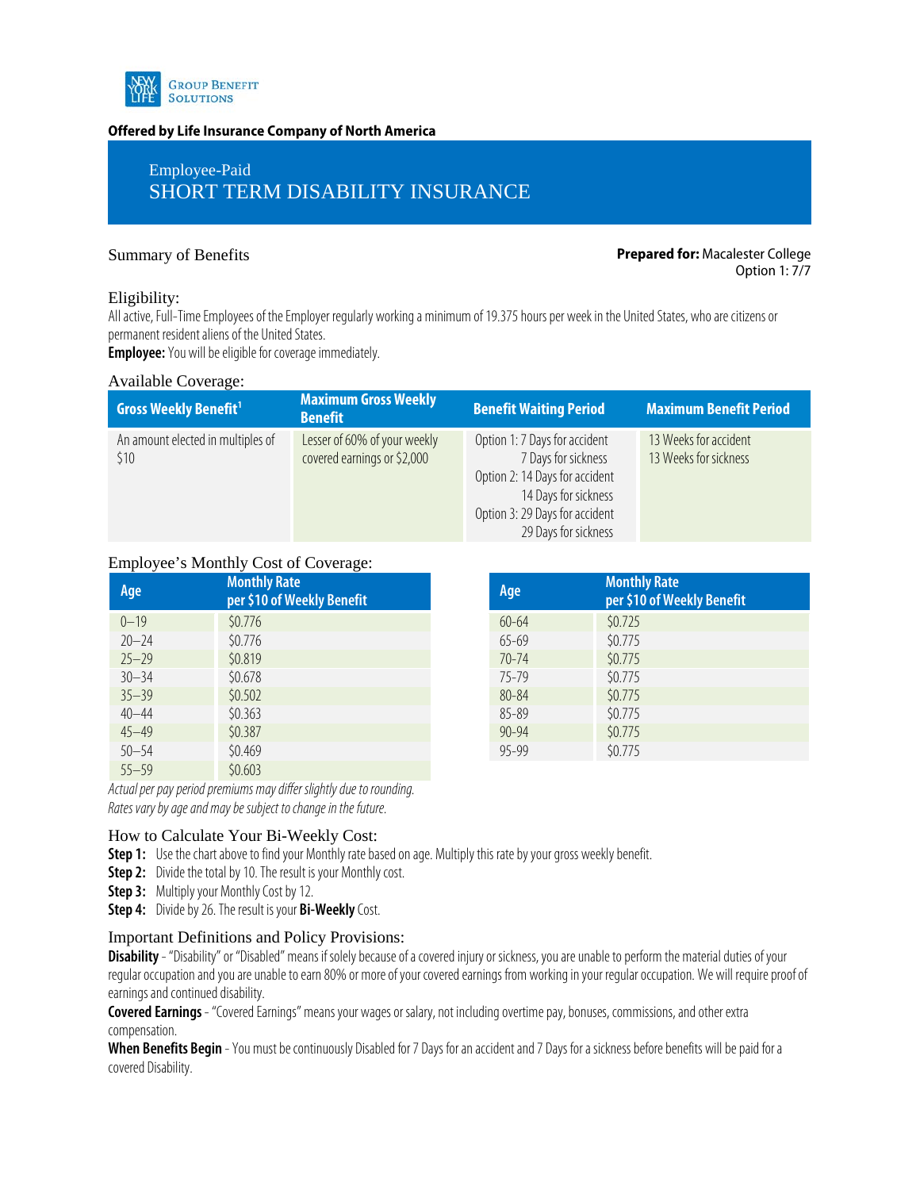New York Life Group Benefit Solutions

**Offered by Life Insurance Company of North America**

Employee-Paid

# SHORT TERM DISABILITY INSURANCE

Summary of Benefits

**Prepared for:** Macalester College
Option 1: 7/7

## Eligibility:

All active, Full-Time Employees of the Employer regularly working a minimum of 19.375 hours per week in the United States, who are citizens or permanent resident aliens of the United States.

**Employee:** You will be eligible for coverage immediately.

## Available Coverage:

| Gross Weekly Benefit[1] | Maximum Gross Weekly Benefit | Benefit Waiting Period | Maximum Benefit Period |
|---|---|---|---|
| An amount elected in multiples of $10 | Lesser of 60% of your weekly covered earnings or $2,000 | Option 1: 7 Days for accident, 7 Days for sickness<br>Option 2: 14 Days for accident, 14 Days for sickness<br>Option 3: 29 Days for accident, 29 Days for sickness | 13 Weeks for accident<br>13 Weeks for sickness |

## Employee's Monthly Cost of Coverage:

| Age | Monthly Rate per $10 of Weekly Benefit |
|---|---|
| 0–19 | $0.776 |
| 20–24 | $0.776 |
| 25–29 | $0.819 |
| 30–34 | $0.678 |
| 35–39 | $0.502 |
| 40–44 | $0.363 |
| 45–49 | $0.387 |
| 50–54 | $0.469 |
| 55–59 | $0.603 |
| 60-64 | $0.725 |
| 65-69 | $0.775 |
| 70-74 | $0.775 |
| 75-79 | $0.775 |
| 80-84 | $0.775 |
| 85-89 | $0.775 |
| 90-94 | $0.775 |
| 95-99 | $0.775 |

*Actual per pay period premiums may differ slightly due to rounding.*
*Rates vary by age and may be subject to change in the future.*

## How to Calculate Your Bi-Weekly Cost:

**Step 1:** Use the chart above to find your Monthly rate based on age. Multiply this rate by your gross weekly benefit.
**Step 2:** Divide the total by 10. The result is your Monthly cost.
**Step 3:** Multiply your Monthly Cost by 12.
**Step 4:** Divide by 26. The result is your **Bi-Weekly** Cost.

## Important Definitions and Policy Provisions:

**Disability** - "Disability" or "Disabled" means if solely because of a covered injury or sickness, you are unable to perform the material duties of your regular occupation and you are unable to earn 80% or more of your covered earnings from working in your regular occupation. We will require proof of earnings and continued disability.

**Covered Earnings** - "Covered Earnings" means your wages or salary, not including overtime pay, bonuses, commissions, and other extra compensation.

**When Benefits Begin** - You must be continuously Disabled for 7 Days for an accident and 7 Days for a sickness before benefits will be paid for a covered Disability.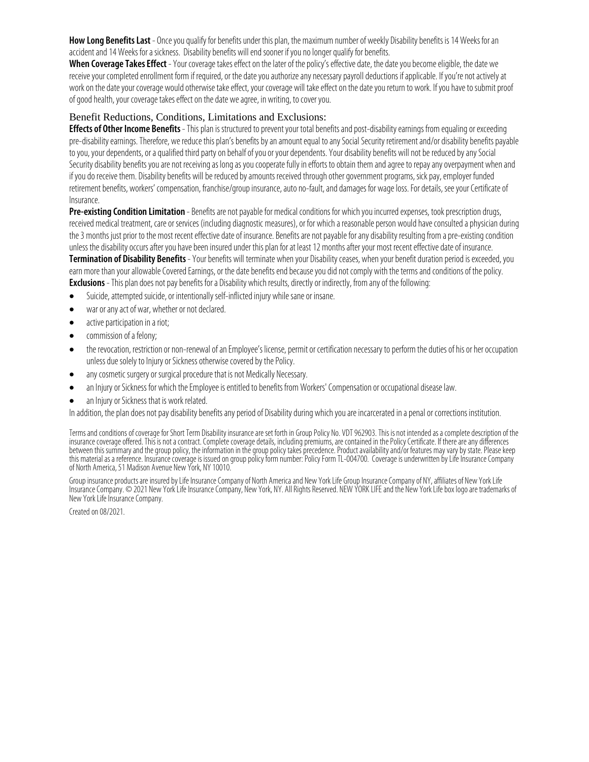**How Long Benefits Last** - Once you qualify for benefits under this plan, the maximum number of weekly Disability benefits is 14 Weeks for an accident and 14 Weeks for a sickness. Disability benefits will end sooner if you no longer qualify for benefits.

**When Coverage Takes Effect** - Your coverage takes effect on the later of the policy's effective date, the date you become eligible, the date we receive your completed enrollment form if required, or the date you authorize any necessary payroll deductions if applicable. If you're not actively at work on the date your coverage would otherwise take effect, your coverage will take effect on the date you return to work. If you have to submit proof of good health, your coverage takes effect on the date we agree, in writing, to cover you.

## Benefit Reductions, Conditions, Limitations and Exclusions:

**Effects of Other Income Benefits** - This plan is structured to prevent your total benefits and post-disability earnings from equaling or exceeding pre-disability earnings. Therefore, we reduce this plan's benefits by an amount equal to any Social Security retirement and/or disability benefits payable to you, your dependents, or a qualified third party on behalf of you or your dependents. Your disability benefits will not be reduced by any Social Security disability benefits you are not receiving as long as you cooperate fully in efforts to obtain them and agree to repay any overpayment when and if you do receive them. Disability benefits will be reduced by amounts received through other government programs, sick pay, employer funded retirement benefits, workers' compensation, franchise/group insurance, auto no-fault, and damages for wage loss. For details, see your Certificate of Insurance.

**Pre-existing Condition Limitation** - Benefits are not payable for medical conditions for which you incurred expenses, took prescription drugs, received medical treatment, care or services (including diagnostic measures), or for which a reasonable person would have consulted a physician during the 3 months just prior to the most recent effective date of insurance. Benefits are not payable for any disability resulting from a pre-existing condition unless the disability occurs after you have been insured under this plan for at least 12 months after your most recent effective date of insurance.

**Termination of Disability Benefits** - Your benefits will terminate when your Disability ceases, when your benefit duration period is exceeded, you earn more than your allowable Covered Earnings, or the date benefits end because you did not comply with the terms and conditions of the policy.

**Exclusions** - This plan does not pay benefits for a Disability which results, directly or indirectly, from any of the following:

- Suicide, attempted suicide, or intentionally self-inflicted injury while sane or insane.
- war or any act of war, whether or not declared.
- active participation in a riot;
- commission of a felony;
- the revocation, restriction or non-renewal of an Employee's license, permit or certification necessary to perform the duties of his or her occupation unless due solely to Injury or Sickness otherwise covered by the Policy.
- any cosmetic surgery or surgical procedure that is not Medically Necessary.
- an Injury or Sickness for which the Employee is entitled to benefits from Workers' Compensation or occupational disease law.
- an Injury or Sickness that is work related.

In addition, the plan does not pay disability benefits any period of Disability during which you are incarcerated in a penal or corrections institution.

Terms and conditions of coverage for Short Term Disability insurance are set forth in Group Policy No. VDT 962903. This is not intended as a complete description of the insurance coverage offered. This is not a contract. Complete coverage details, including premiums, are contained in the Policy Certificate. If there are any differences between this summary and the group policy, the information in the group policy takes precedence. Product availability and/or features may vary by state. Please keep this material as a reference. Insurance coverage is issued on group policy form number: Policy Form TL-004700. Coverage is underwritten by Life Insurance Company of North America, 51 Madison Avenue New York, NY 10010.

Group insurance products are insured by Life Insurance Company of North America and New York Life Group Insurance Company of NY, affiliates of New York Life Insurance Company. © 2021 New York Life Insurance Company, New York, NY. All Rights Reserved. NEW YORK LIFE and the New York Life box logo are trademarks of New York Life Insurance Company.

Created on 08/2021.